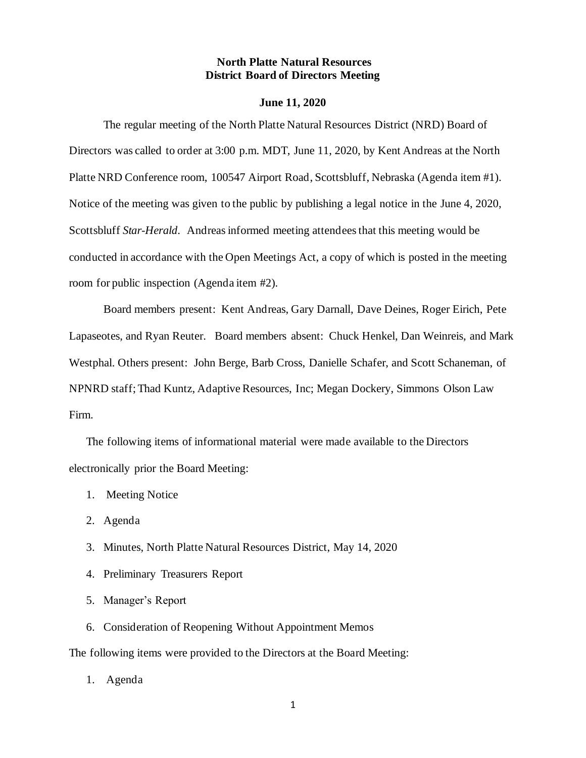**North Platte Natural Resources**
**District Board of Directors Meeting**

**June 11, 2020**

The regular meeting of the North Platte Natural Resources District (NRD) Board of Directors was called to order at 3:00 p.m. MDT, June 11, 2020, by Kent Andreas at the North Platte NRD Conference room, 100547 Airport Road, Scottsbluff, Nebraska (Agenda item #1). Notice of the meeting was given to the public by publishing a legal notice in the June 4, 2020, Scottsbluff *Star-Herald*. Andreas informed meeting attendees that this meeting would be conducted in accordance with the Open Meetings Act, a copy of which is posted in the meeting room for public inspection (Agenda item #2).

Board members present: Kent Andreas, Gary Darnall, Dave Deines, Roger Eirich, Pete Lapaseotes, and Ryan Reuter. Board members absent: Chuck Henkel, Dan Weinreis, and Mark Westphal. Others present: John Berge, Barb Cross, Danielle Schafer, and Scott Schaneman, of NPNRD staff; Thad Kuntz, Adaptive Resources, Inc; Megan Dockery, Simmons Olson Law Firm.

The following items of informational material were made available to the Directors electronically prior the Board Meeting:

1. Meeting Notice
2. Agenda
3. Minutes, North Platte Natural Resources District, May 14, 2020
4. Preliminary Treasurers Report
5. Manager's Report
6. Consideration of Reopening Without Appointment Memos

The following items were provided to the Directors at the Board Meeting:

1. Agenda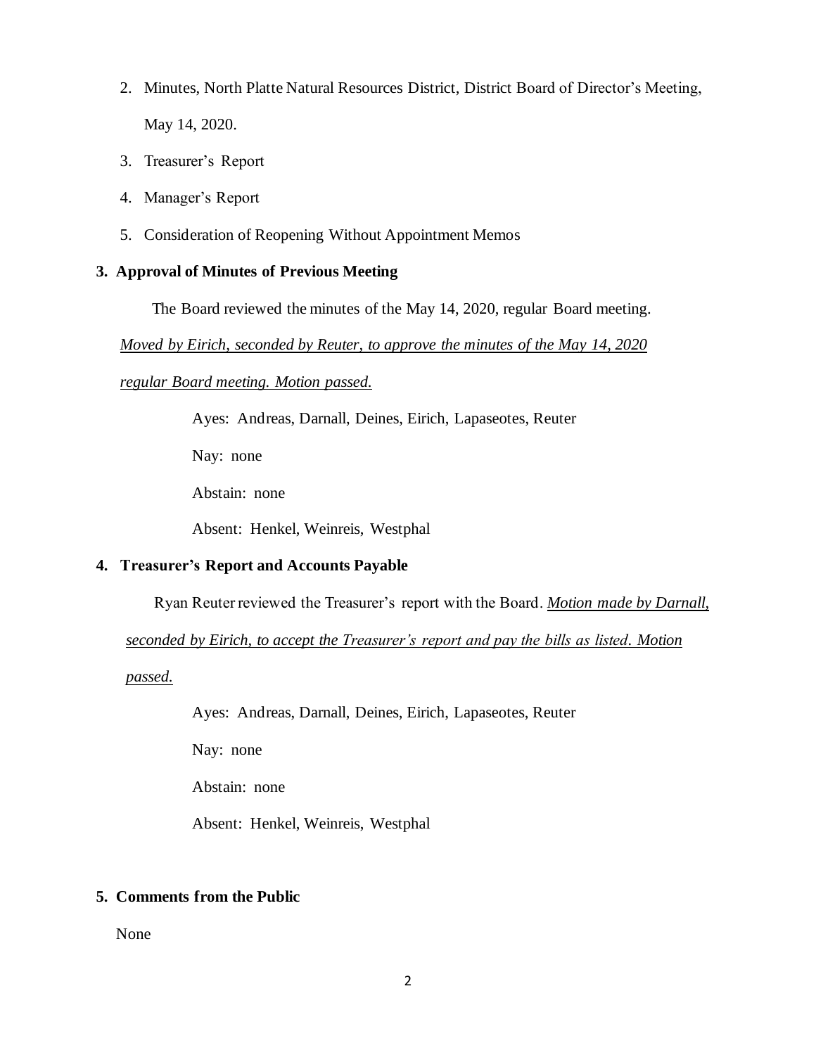2. Minutes, North Platte Natural Resources District, District Board of Director's Meeting, May 14, 2020.
3. Treasurer's Report
4. Manager's Report
5. Consideration of Reopening Without Appointment Memos

## 3. Approval of Minutes of Previous Meeting

The Board reviewed the minutes of the May 14, 2020, regular Board meeting.

*Moved by Eirich, seconded by Reuter, to approve the minutes of the May 14, 2020 regular Board meeting. Motion passed.*

Ayes: Andreas, Darnall, Deines, Eirich, Lapaseotes, Reuter

Nay: none

Abstain: none

Absent: Henkel, Weinreis, Westphal

## 4. Treasurer's Report and Accounts Payable

Ryan Reuter reviewed the Treasurer's report with the Board. *Motion made by Darnall, seconded by Eirich, to accept the Treasurer's report and pay the bills as listed. Motion passed.*

Ayes: Andreas, Darnall, Deines, Eirich, Lapaseotes, Reuter

Nay: none

Abstain: none

Absent: Henkel, Weinreis, Westphal

## 5. Comments from the Public

None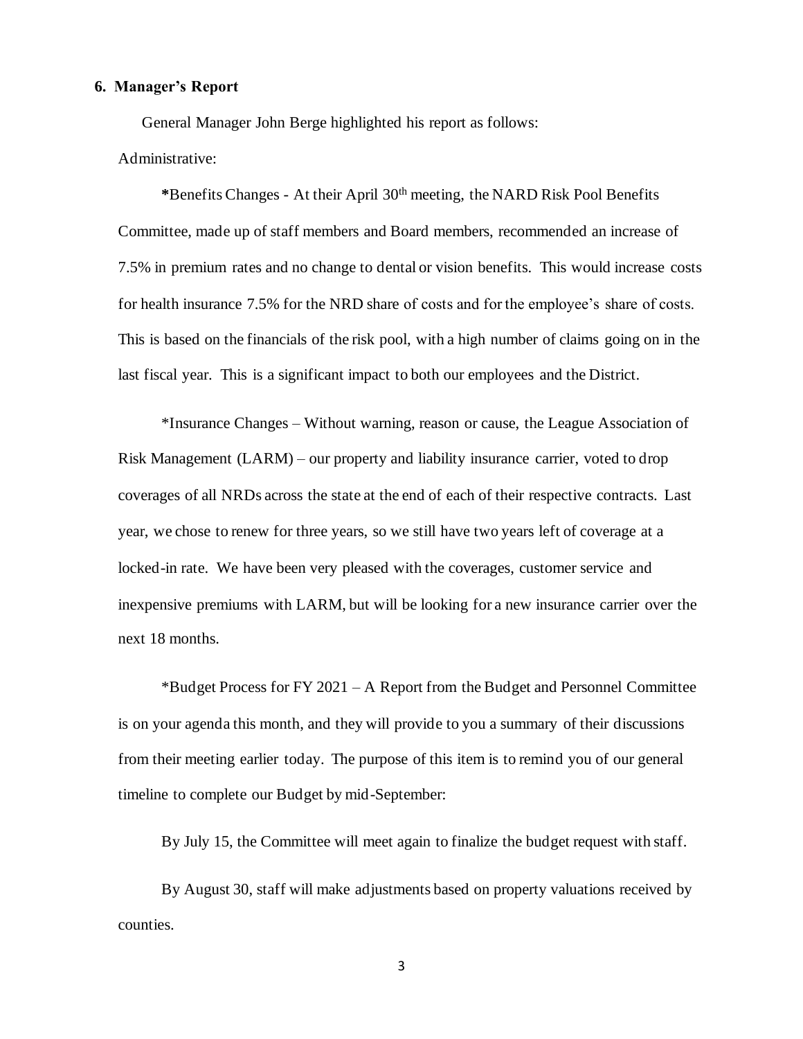## 6. Manager's Report

General Manager John Berge highlighted his report as follows:

Administrative:

*Benefits Changes - At their April 30th meeting, the NARD Risk Pool Benefits Committee, made up of staff members and Board members, recommended an increase of 7.5% in premium rates and no change to dental or vision benefits. This would increase costs for health insurance 7.5% for the NRD share of costs and for the employee's share of costs. This is based on the financials of the risk pool, with a high number of claims going on in the last fiscal year. This is a significant impact to both our employees and the District.

*Insurance Changes – Without warning, reason or cause, the League Association of Risk Management (LARM) – our property and liability insurance carrier, voted to drop coverages of all NRDs across the state at the end of each of their respective contracts. Last year, we chose to renew for three years, so we still have two years left of coverage at a locked-in rate. We have been very pleased with the coverages, customer service and inexpensive premiums with LARM, but will be looking for a new insurance carrier over the next 18 months.

*Budget Process for FY 2021 – A Report from the Budget and Personnel Committee is on your agenda this month, and they will provide to you a summary of their discussions from their meeting earlier today. The purpose of this item is to remind you of our general timeline to complete our Budget by mid-September:

By July 15, the Committee will meet again to finalize the budget request with staff.

By August 30, staff will make adjustments based on property valuations received by counties.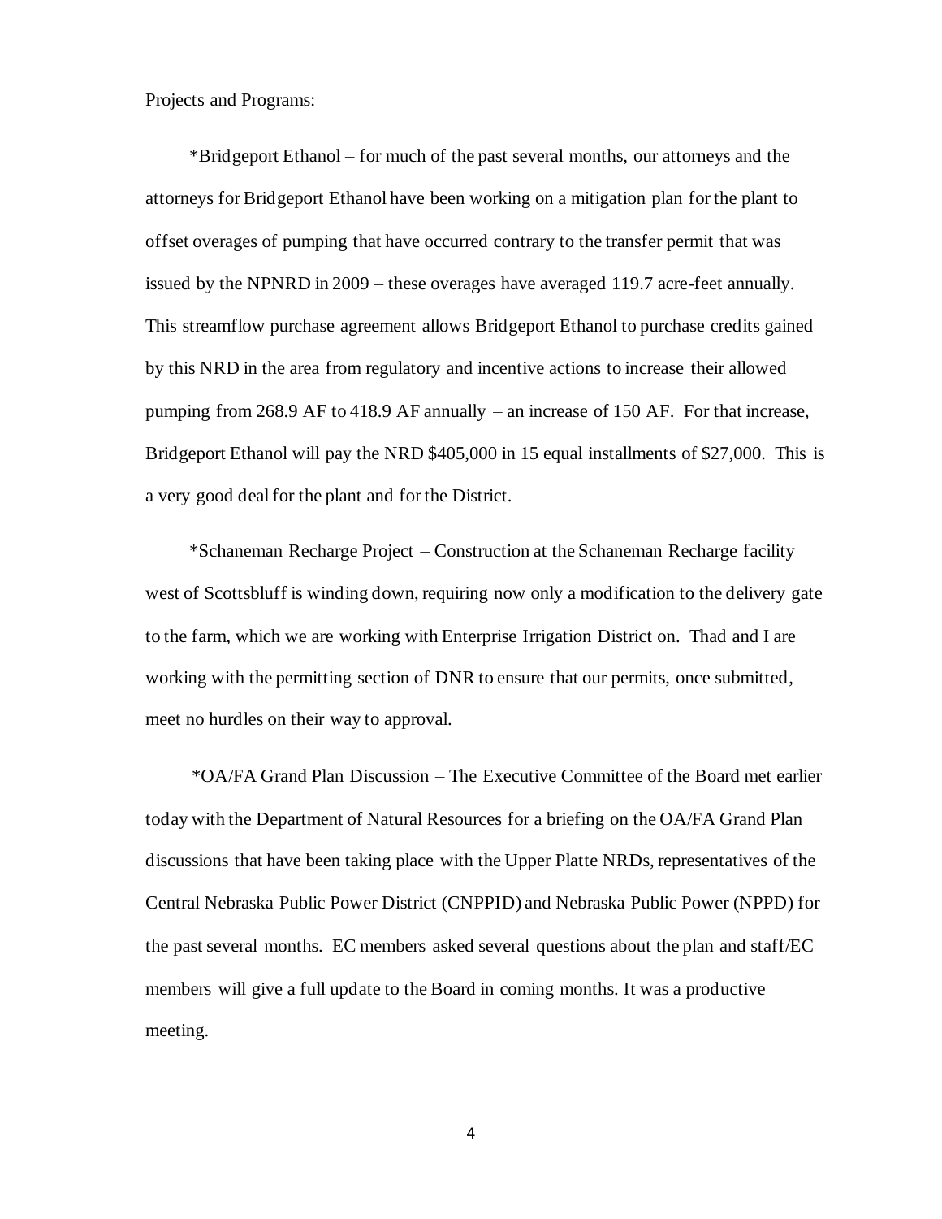Projects and Programs:

*Bridgeport Ethanol – for much of the past several months, our attorneys and the attorneys for Bridgeport Ethanol have been working on a mitigation plan for the plant to offset overages of pumping that have occurred contrary to the transfer permit that was issued by the NPNRD in 2009 – these overages have averaged 119.7 acre-feet annually. This streamflow purchase agreement allows Bridgeport Ethanol to purchase credits gained by this NRD in the area from regulatory and incentive actions to increase their allowed pumping from 268.9 AF to 418.9 AF annually – an increase of 150 AF. For that increase, Bridgeport Ethanol will pay the NRD $405,000 in 15 equal installments of $27,000. This is a very good deal for the plant and for the District.

*Schaneman Recharge Project – Construction at the Schaneman Recharge facility west of Scottsbluff is winding down, requiring now only a modification to the delivery gate to the farm, which we are working with Enterprise Irrigation District on. Thad and I are working with the permitting section of DNR to ensure that our permits, once submitted, meet no hurdles on their way to approval.

*OA/FA Grand Plan Discussion – The Executive Committee of the Board met earlier today with the Department of Natural Resources for a briefing on the OA/FA Grand Plan discussions that have been taking place with the Upper Platte NRDs, representatives of the Central Nebraska Public Power District (CNPPID) and Nebraska Public Power (NPPD) for the past several months. EC members asked several questions about the plan and staff/EC members will give a full update to the Board in coming months. It was a productive meeting.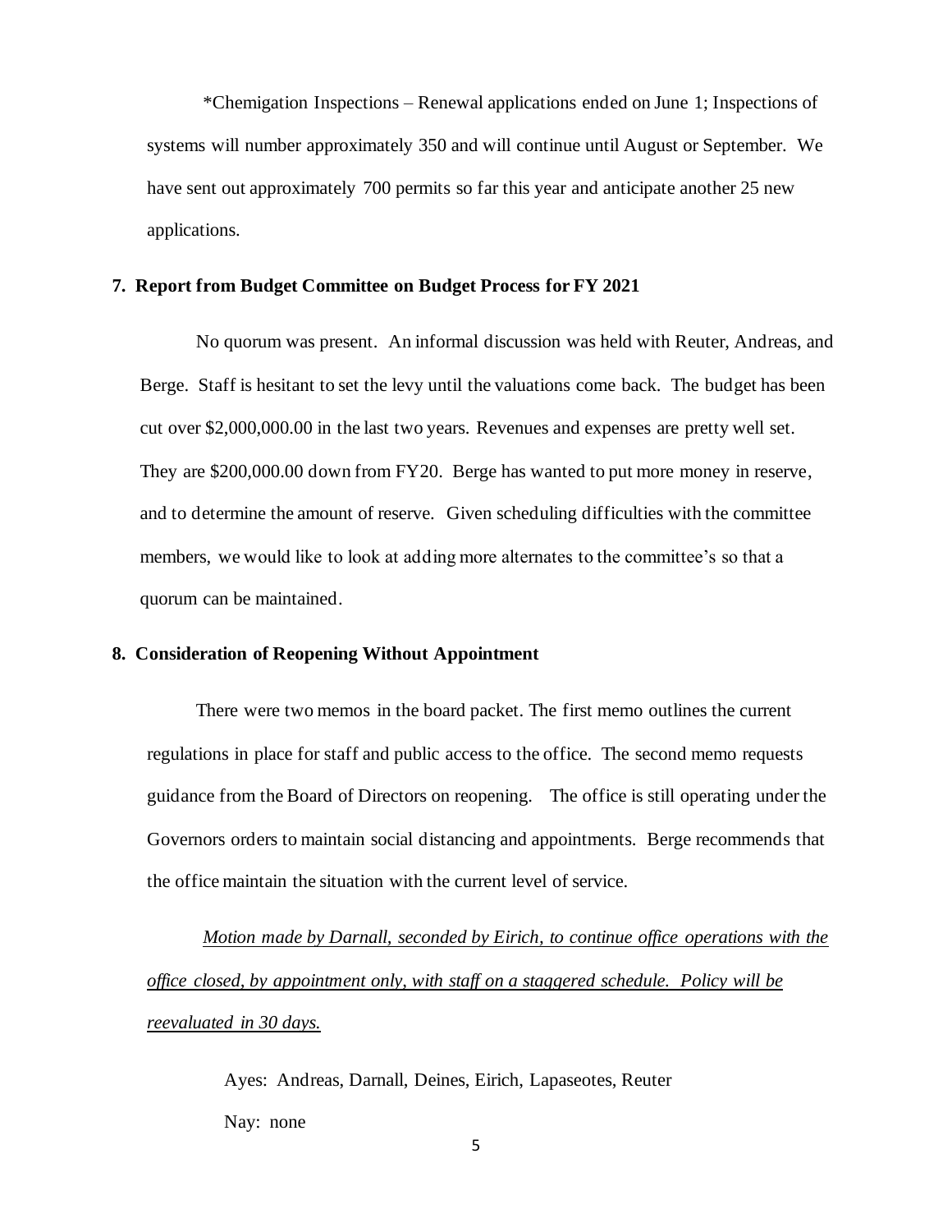*Chemigation Inspections – Renewal applications ended on June 1; Inspections of systems will number approximately 350 and will continue until August or September. We have sent out approximately 700 permits so far this year and anticipate another 25 new applications.

### 7. Report from Budget Committee on Budget Process for FY 2021

No quorum was present. An informal discussion was held with Reuter, Andreas, and Berge. Staff is hesitant to set the levy until the valuations come back. The budget has been cut over $2,000,000.00 in the last two years. Revenues and expenses are pretty well set. They are $200,000.00 down from FY20. Berge has wanted to put more money in reserve, and to determine the amount of reserve. Given scheduling difficulties with the committee members, we would like to look at adding more alternates to the committee's so that a quorum can be maintained.

### 8. Consideration of Reopening Without Appointment

There were two memos in the board packet. The first memo outlines the current regulations in place for staff and public access to the office. The second memo requests guidance from the Board of Directors on reopening. The office is still operating under the Governors orders to maintain social distancing and appointments. Berge recommends that the office maintain the situation with the current level of service.

*Motion made by Darnall, seconded by Eirich, to continue office operations with the office closed, by appointment only, with staff on a staggered schedule. Policy will be reevaluated in 30 days.*

Ayes: Andreas, Darnall, Deines, Eirich, Lapaseotes, Reuter

Nay: none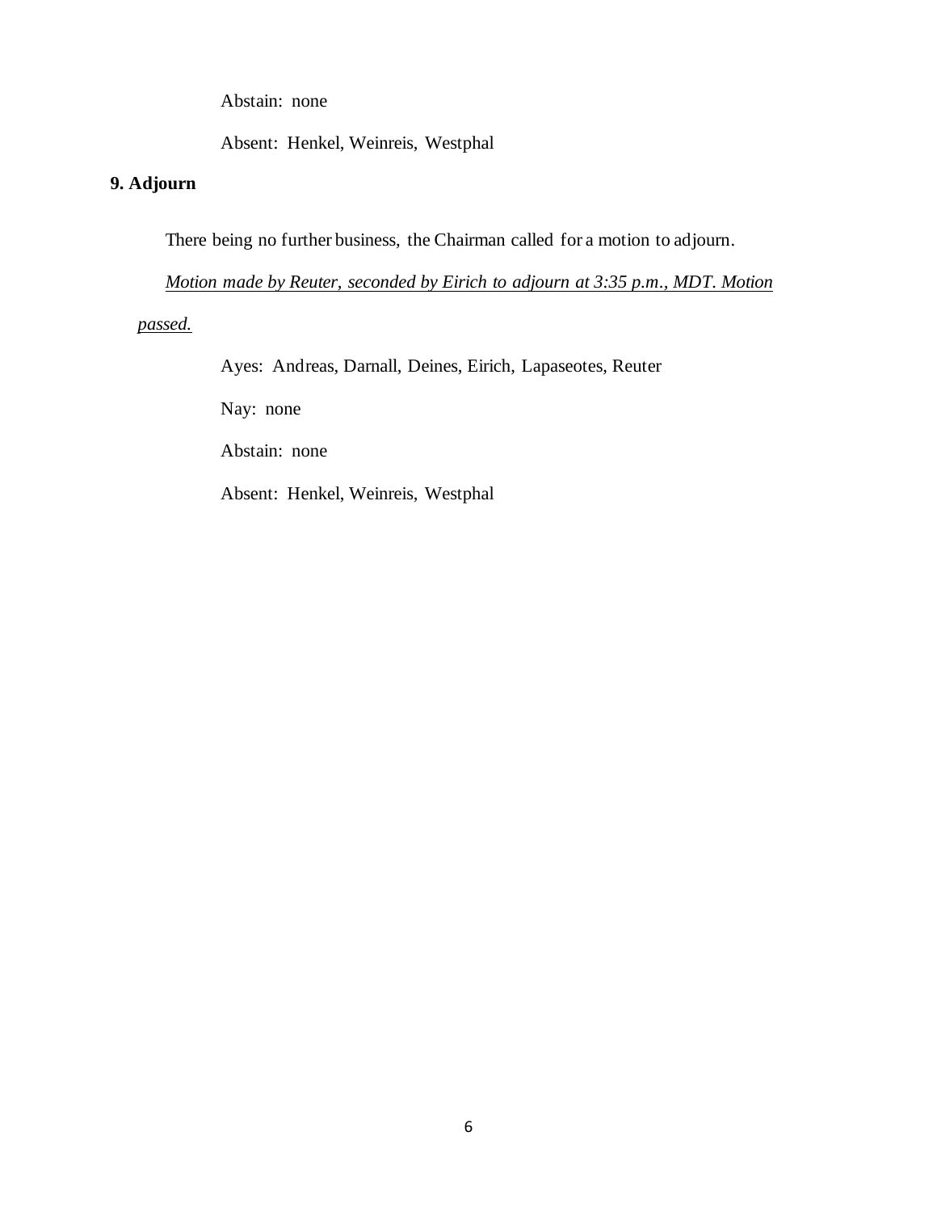Abstain: none

Absent: Henkel, Weinreis, Westphal

**9. Adjourn**

There being no further business, the Chairman called for a motion to adjourn.

*Motion made by Reuter, seconded by Eirich to adjourn at 3:35 p.m., MDT. Motion passed.*

Ayes: Andreas, Darnall, Deines, Eirich, Lapaseotes, Reuter

Nay: none

Abstain: none

Absent: Henkel, Weinreis, Westphal